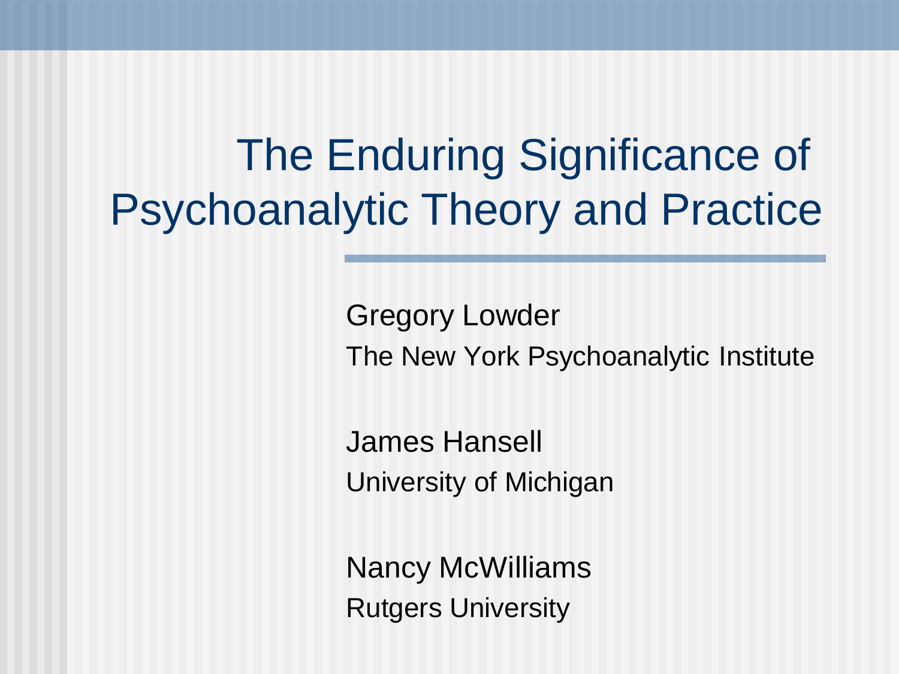# The Enduring Significance of Psychoanalytic Theory and Practice

Gregory Lowder
The New York Psychoanalytic Institute

James Hansell
University of Michigan

Nancy McWilliams
Rutgers University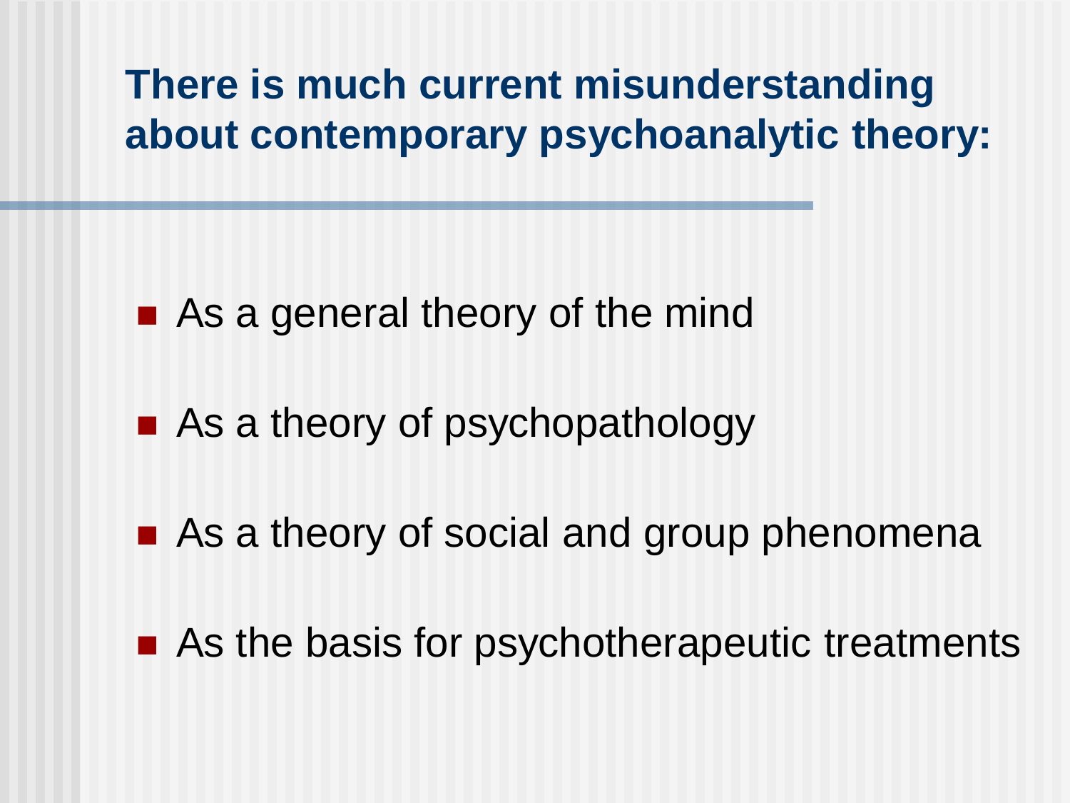## There is much current misunderstanding about contemporary psychoanalytic theory:

- As a general theory of the mind
- As a theory of psychopathology
- As a theory of social and group phenomena
- As the basis for psychotherapeutic treatments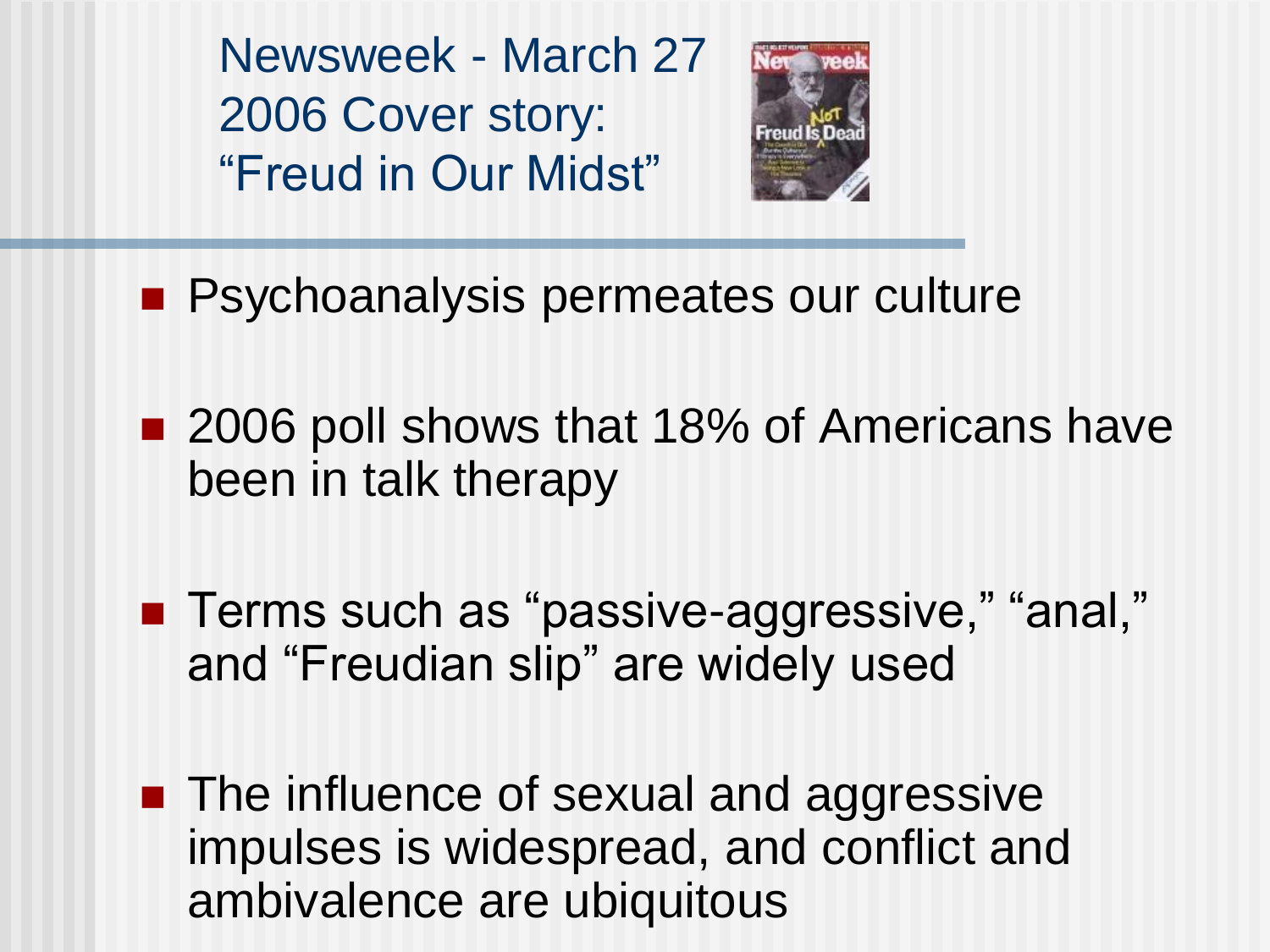# Newsweek - March 27 2006 Cover story: “Freud in Our Midst”

- Psychoanalysis permeates our culture
- 2006 poll shows that 18% of Americans have been in talk therapy
- Terms such as “passive-aggressive,” “anal,” and “Freudian slip” are widely used
- The influence of sexual and aggressive impulses is widespread, and conflict and ambivalence are ubiquitous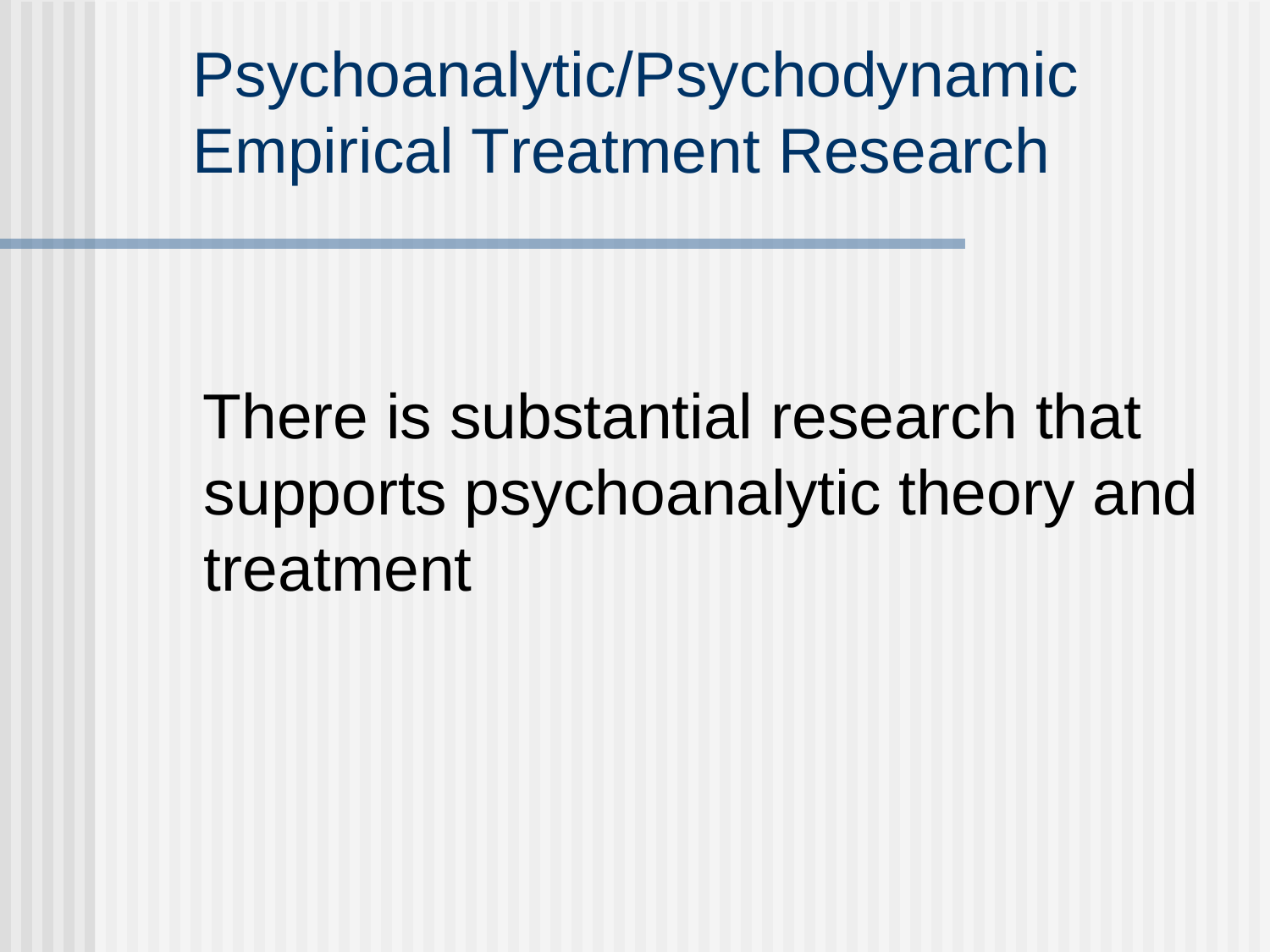# Psychoanalytic/Psychodynamic Empirical Treatment Research

There is substantial research that supports psychoanalytic theory and treatment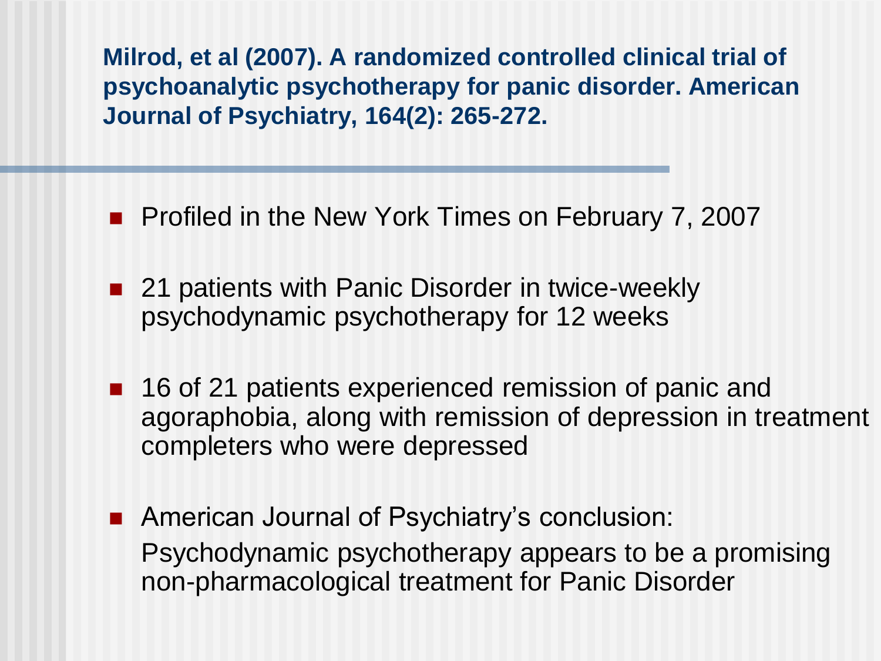## Milrod, et al (2007). A randomized controlled clinical trial of psychoanalytic psychotherapy for panic disorder. American Journal of Psychiatry, 164(2): 265-272.

- Profiled in the New York Times on February 7, 2007
- 21 patients with Panic Disorder in twice-weekly psychodynamic psychotherapy for 12 weeks
- 16 of 21 patients experienced remission of panic and agoraphobia, along with remission of depression in treatment completers who were depressed
- American Journal of Psychiatry's conclusion:
  Psychodynamic psychotherapy appears to be a promising non-pharmacological treatment for Panic Disorder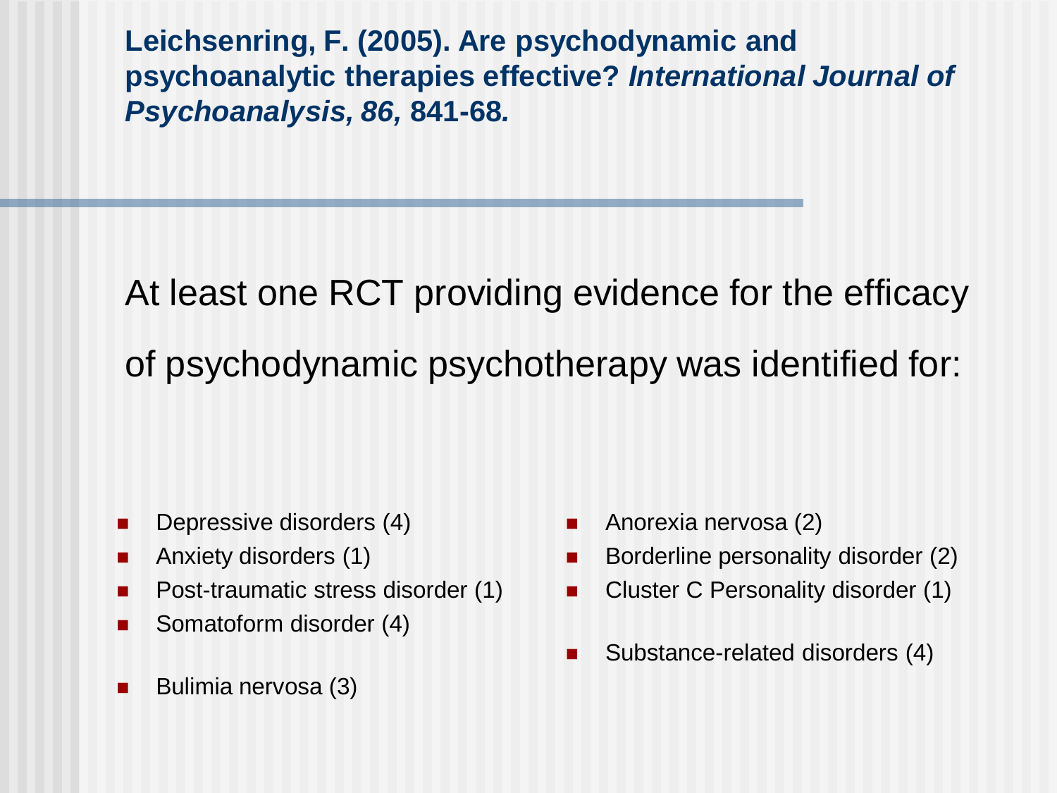**Leichsenring, F. (2005). Are psychodynamic and psychoanalytic therapies effective? *International Journal of Psychoanalysis, 86,* 841-68*.***

At least one RCT providing evidence for the efficacy of psychodynamic psychotherapy was identified for:

- Depressive disorders (4)
- Anxiety disorders (1)
- Post-traumatic stress disorder (1)
- Somatoform disorder (4)
- Bulimia nervosa (3)
- Anorexia nervosa (2)
- Borderline personality disorder (2)
- Cluster C Personality disorder (1)
- Substance-related disorders (4)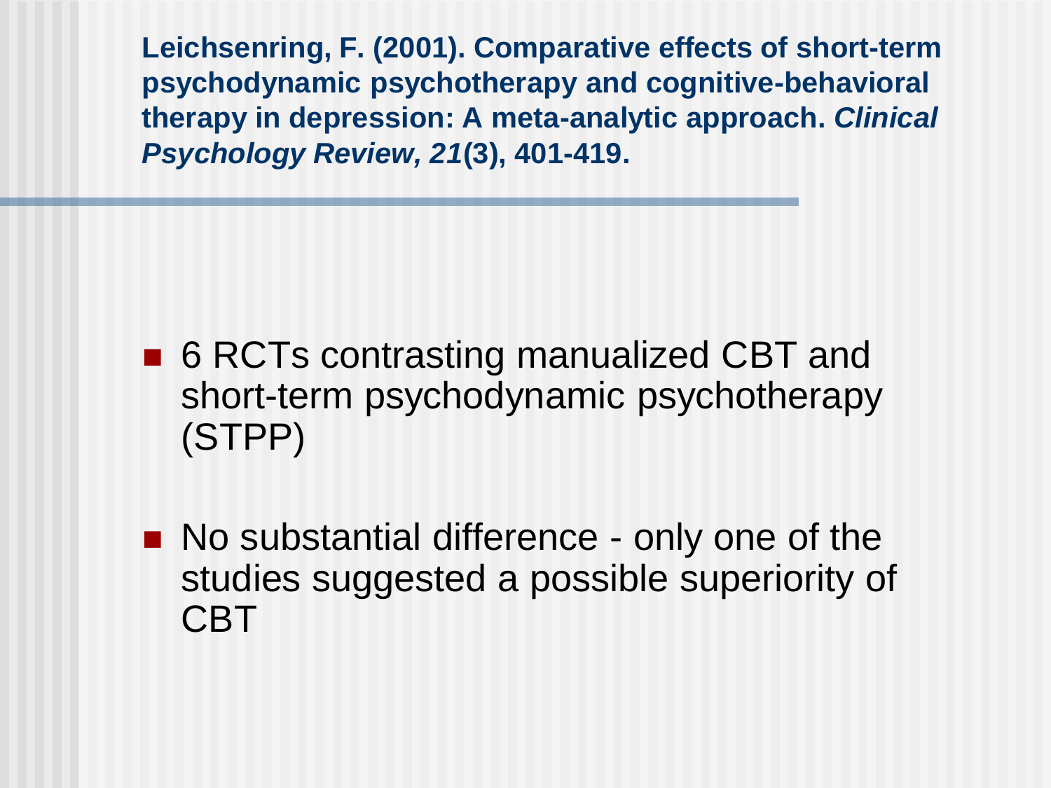## Leichsenring, F. (2001). Comparative effects of short-term psychodynamic psychotherapy and cognitive-behavioral therapy in depression: A meta-analytic approach. *Clinical Psychology Review, 21*(3), 401-419.

- 6 RCTs contrasting manualized CBT and short-term psychodynamic psychotherapy (STPP)
- No substantial difference - only one of the studies suggested a possible superiority of CBT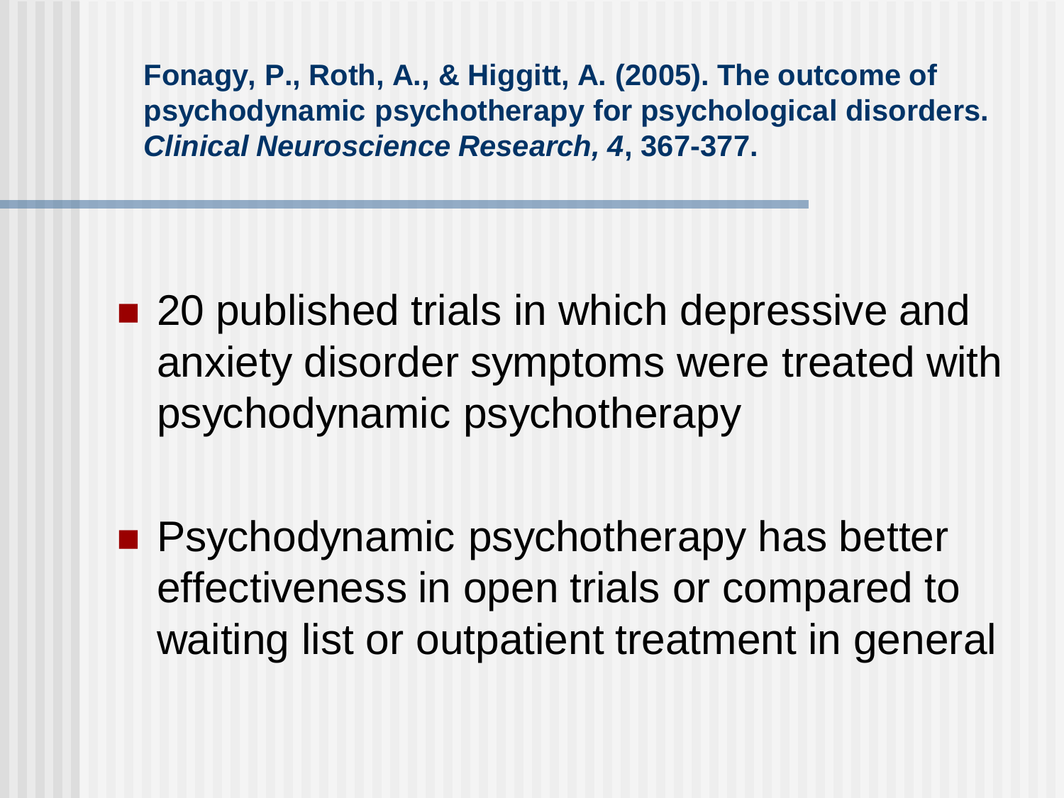**Fonagy, P., Roth, A., & Higgitt, A. (2005). The outcome of psychodynamic psychotherapy for psychological disorders. *Clinical Neuroscience Research, 4*, 367-377.**

- 20 published trials in which depressive and anxiety disorder symptoms were treated with psychodynamic psychotherapy
- Psychodynamic psychotherapy has better effectiveness in open trials or compared to waiting list or outpatient treatment in general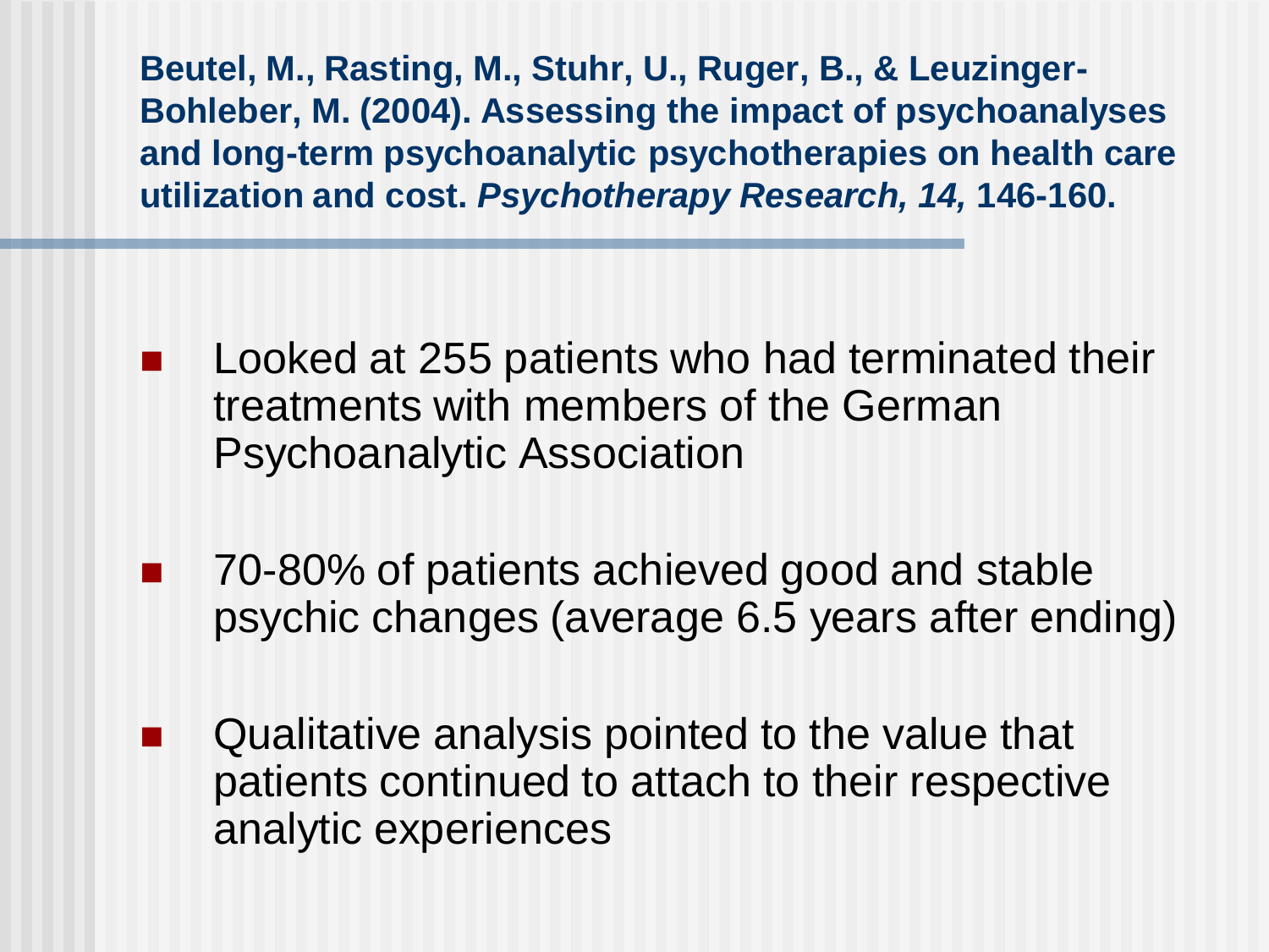**Beutel, M., Rasting, M., Stuhr, U., Ruger, B., & Leuzinger-Bohleber, M. (2004). Assessing the impact of psychoanalyses and long-term psychoanalytic psychotherapies on health care utilization and cost. *Psychotherapy Research, 14,* 146-160.**

- Looked at 255 patients who had terminated their treatments with members of the German Psychoanalytic Association
- 70-80% of patients achieved good and stable psychic changes (average 6.5 years after ending)
- Qualitative analysis pointed to the value that patients continued to attach to their respective analytic experiences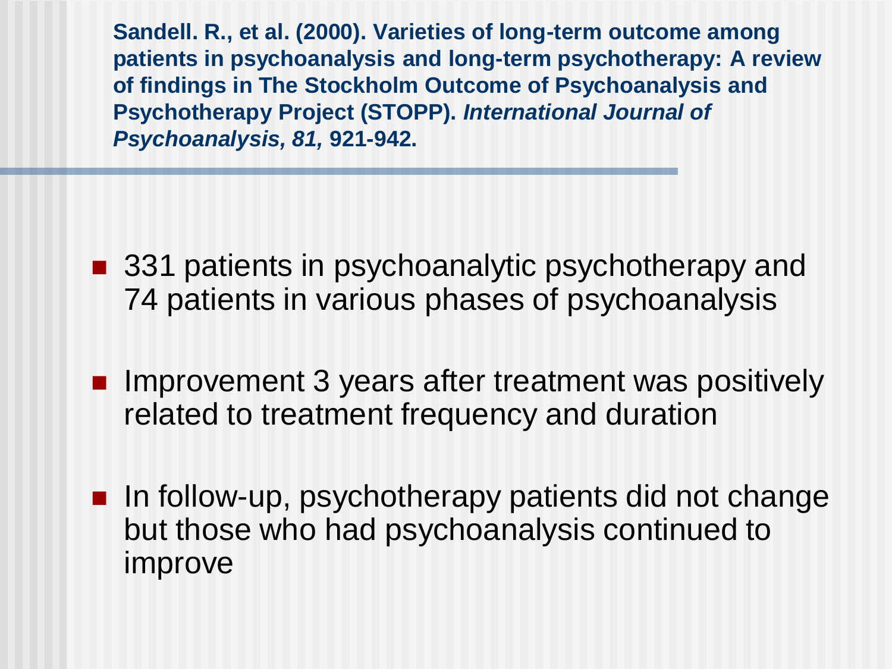**Sandell. R., et al. (2000). Varieties of long-term outcome among patients in psychoanalysis and long-term psychotherapy: A review of findings in The Stockholm Outcome of Psychoanalysis and Psychotherapy Project (STOPP).** ***International Journal of Psychoanalysis, 81,*** **921-942.**

- 331 patients in psychoanalytic psychotherapy and 74 patients in various phases of psychoanalysis
- Improvement 3 years after treatment was positively related to treatment frequency and duration
- In follow-up, psychotherapy patients did not change but those who had psychoanalysis continued to improve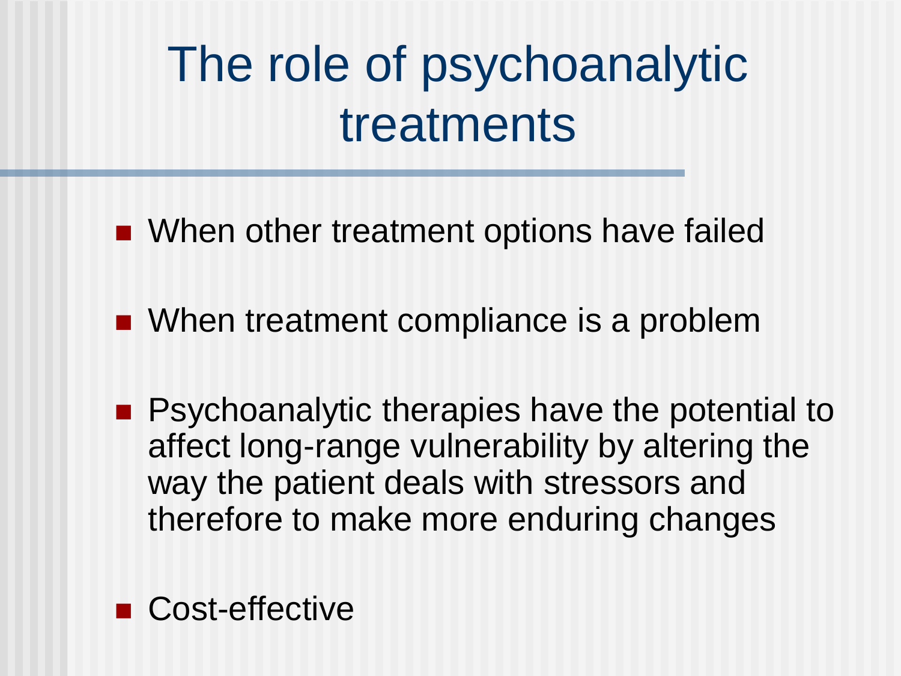# The role of psychoanalytic treatments

- When other treatment options have failed
- When treatment compliance is a problem
- Psychoanalytic therapies have the potential to affect long-range vulnerability by altering the way the patient deals with stressors and therefore to make more enduring changes
- Cost-effective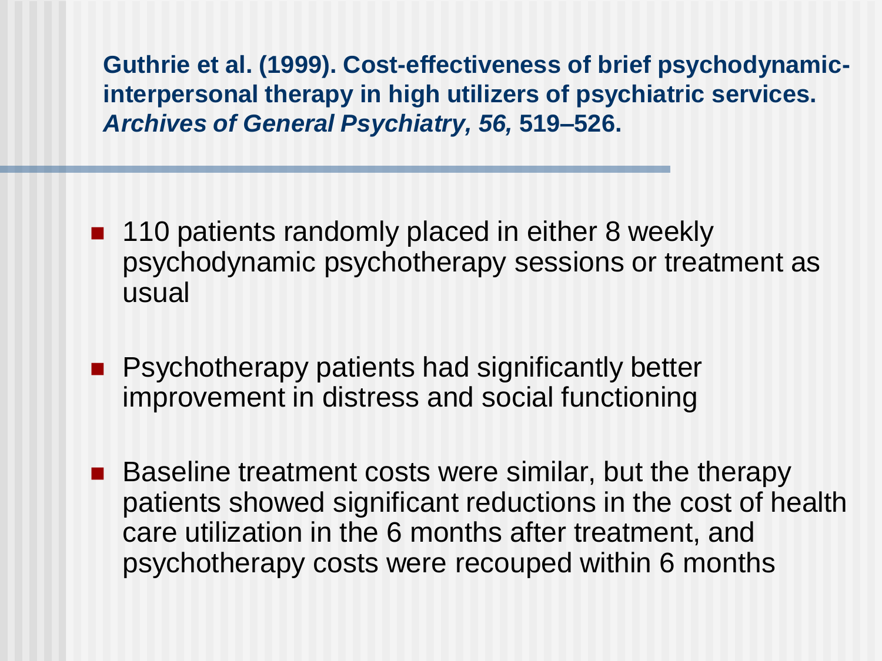**Guthrie et al. (1999). Cost-effectiveness of brief psychodynamic-interpersonal therapy in high utilizers of psychiatric services. *Archives of General Psychiatry, 56,* 519–526.**

- 110 patients randomly placed in either 8 weekly psychodynamic psychotherapy sessions or treatment as usual
- Psychotherapy patients had significantly better improvement in distress and social functioning
- Baseline treatment costs were similar, but the therapy patients showed significant reductions in the cost of health care utilization in the 6 months after treatment, and psychotherapy costs were recouped within 6 months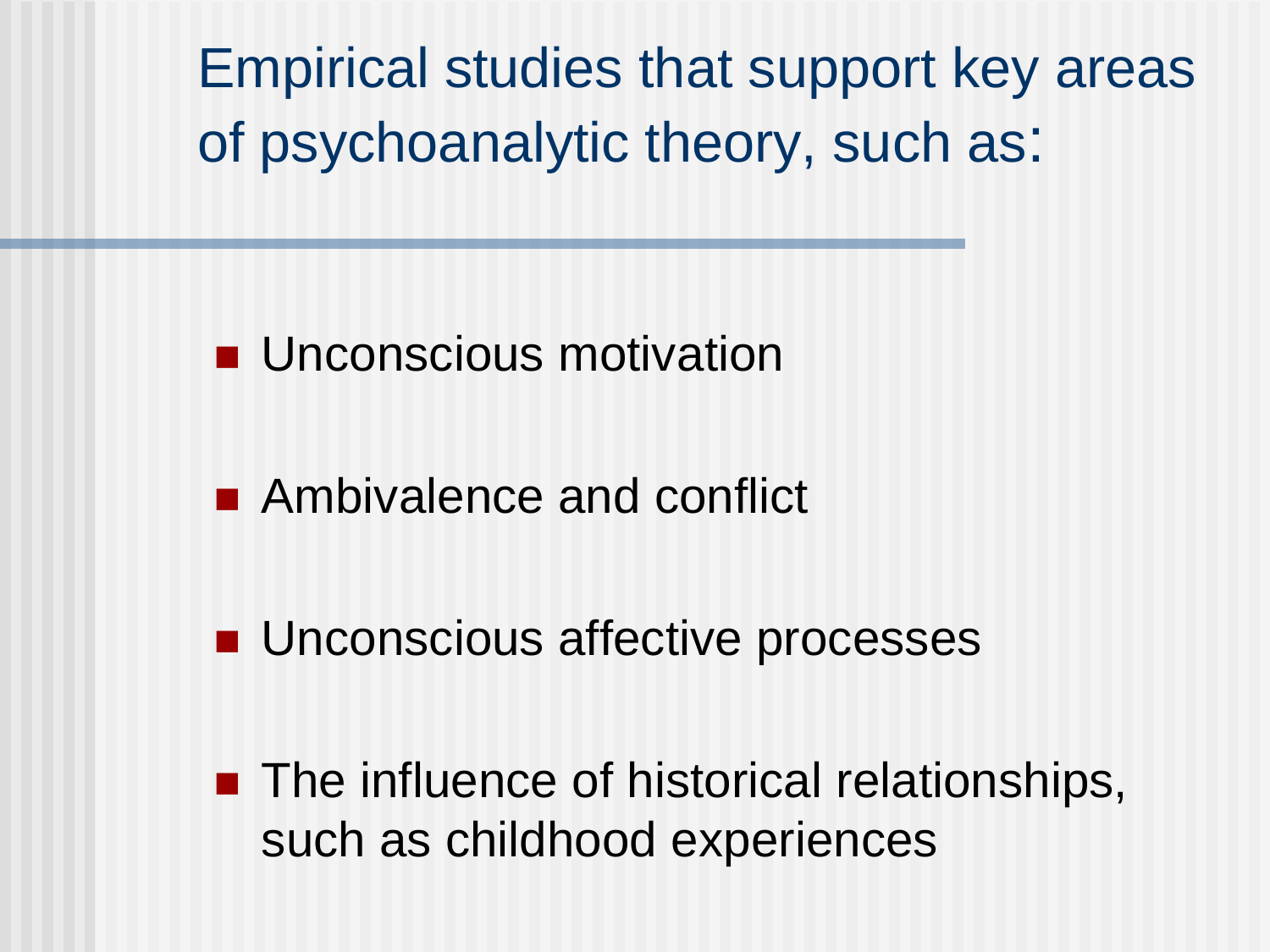# Empirical studies that support key areas of psychoanalytic theory, such as:

- Unconscious motivation
- Ambivalence and conflict
- Unconscious affective processes
- The influence of historical relationships, such as childhood experiences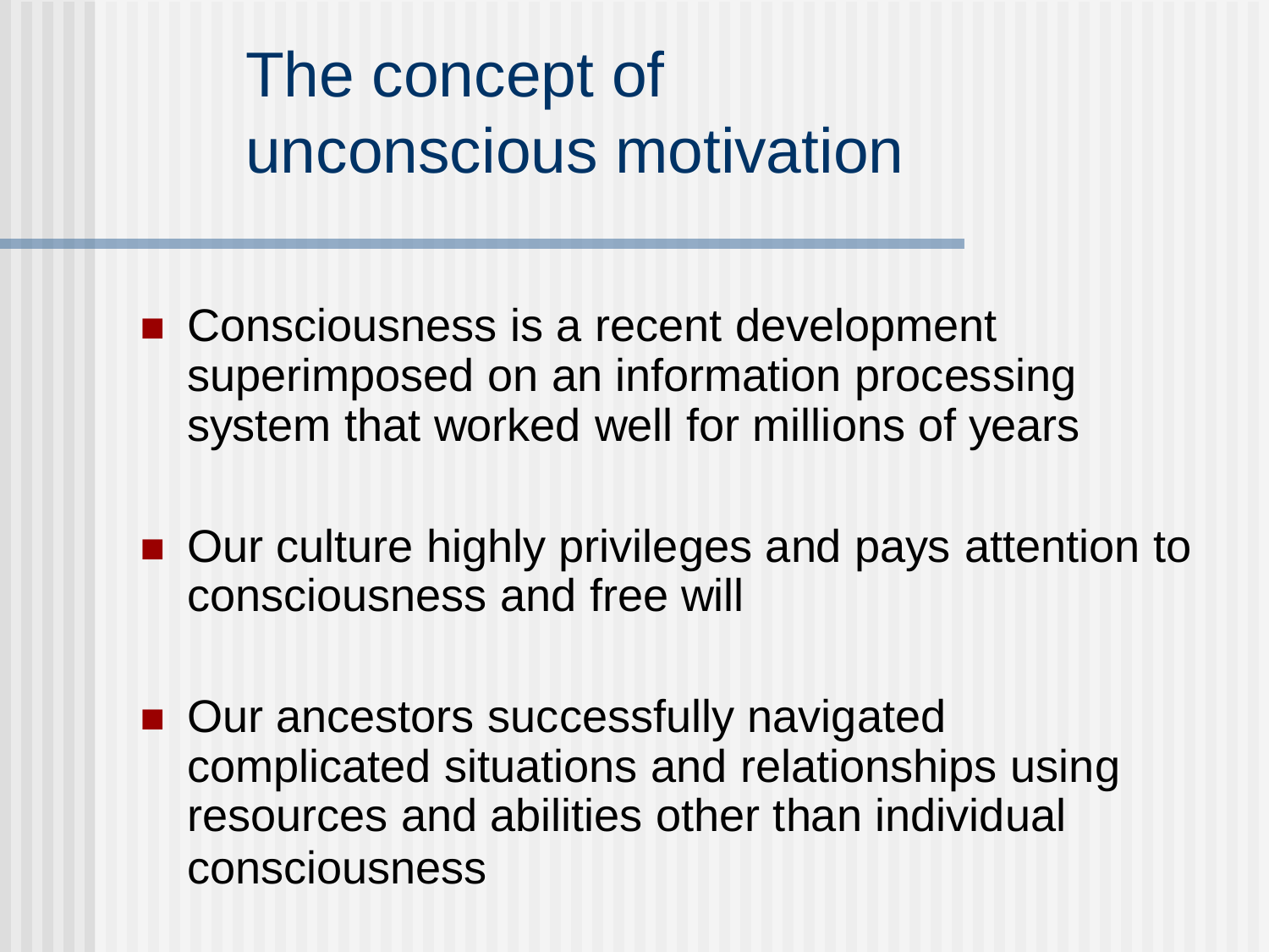# The concept of unconscious motivation

- Consciousness is a recent development superimposed on an information processing system that worked well for millions of years
- Our culture highly privileges and pays attention to consciousness and free will
- Our ancestors successfully navigated complicated situations and relationships using resources and abilities other than individual consciousness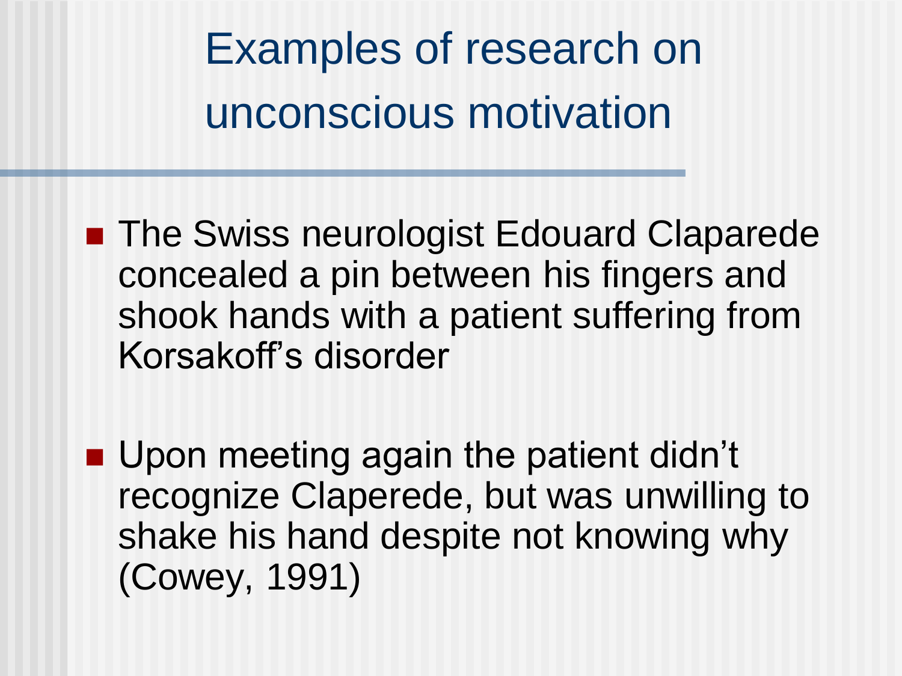# Examples of research on unconscious motivation

- The Swiss neurologist Edouard Claparede concealed a pin between his fingers and shook hands with a patient suffering from Korsakoff's disorder

- Upon meeting again the patient didn't recognize Claperede, but was unwilling to shake his hand despite not knowing why (Cowey, 1991)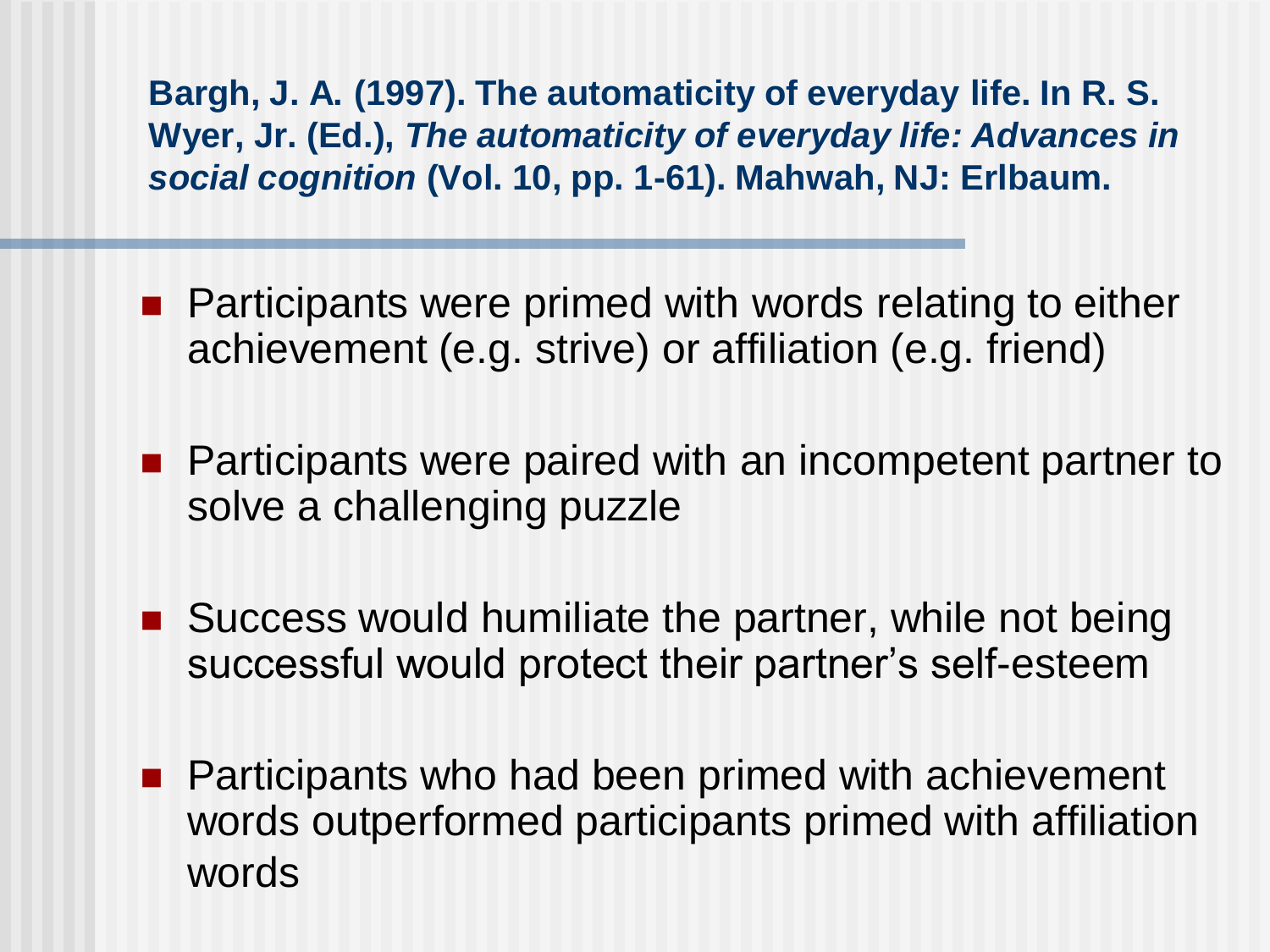**Bargh, J. A. (1997). The automaticity of everyday life. In R. S. Wyer, Jr. (Ed.),** ***The automaticity of everyday life: Advances in social cognition*** **(Vol. 10, pp. 1-61). Mahwah, NJ: Erlbaum.**

- Participants were primed with words relating to either achievement (e.g. strive) or affiliation (e.g. friend)
- Participants were paired with an incompetent partner to solve a challenging puzzle
- Success would humiliate the partner, while not being successful would protect their partner's self-esteem
- Participants who had been primed with achievement words outperformed participants primed with affiliation words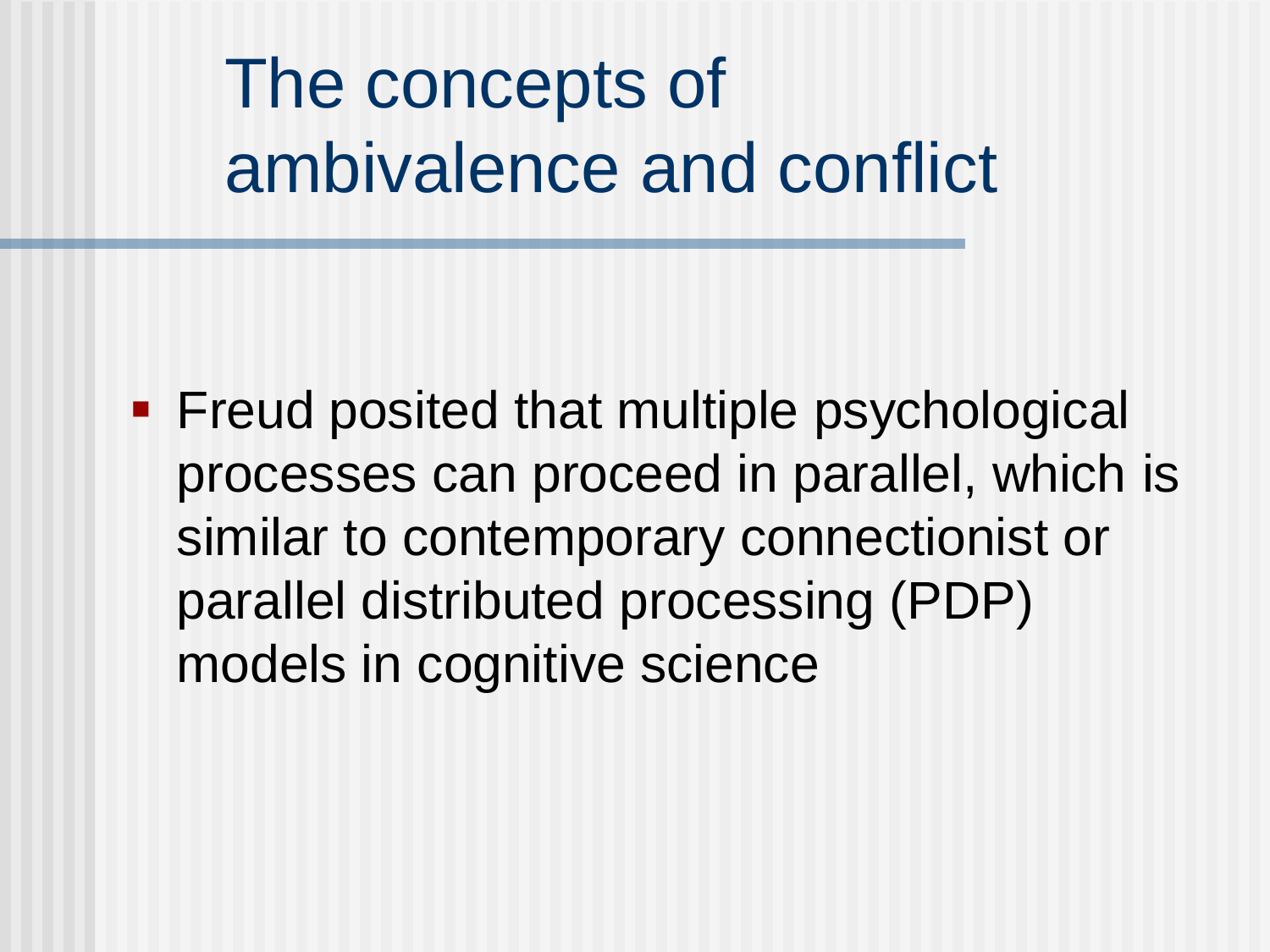# The concepts of ambivalence and conflict

- Freud posited that multiple psychological processes can proceed in parallel, which is similar to contemporary connectionist or parallel distributed processing (PDP) models in cognitive science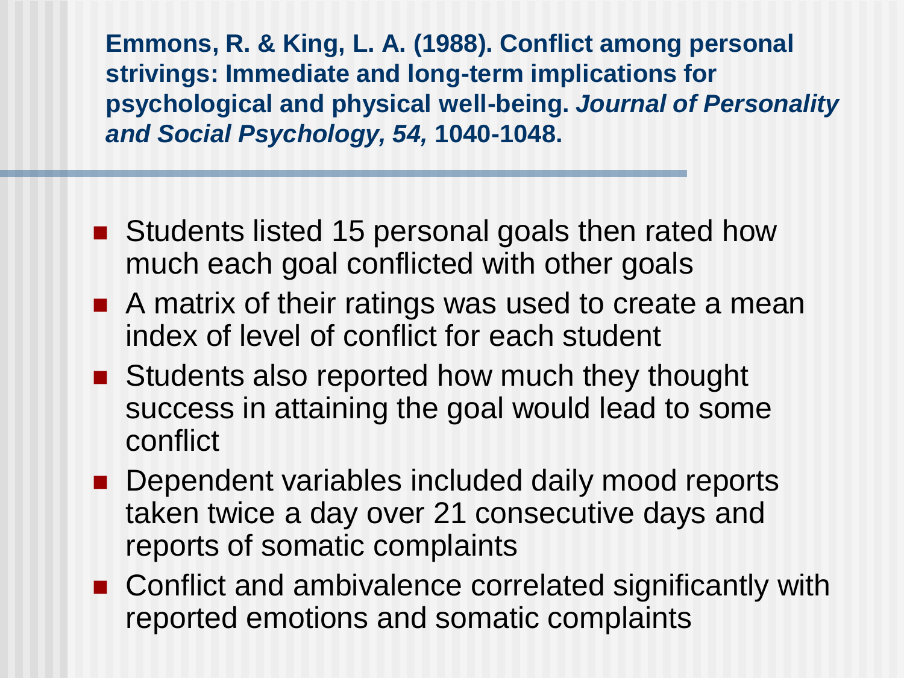**Emmons, R. & King, L. A. (1988). Conflict among personal strivings: Immediate and long-term implications for psychological and physical well-being. *Journal of Personality and Social Psychology, 54,* 1040-1048.**

- Students listed 15 personal goals then rated how much each goal conflicted with other goals
- A matrix of their ratings was used to create a mean index of level of conflict for each student
- Students also reported how much they thought success in attaining the goal would lead to some conflict
- Dependent variables included daily mood reports taken twice a day over 21 consecutive days and reports of somatic complaints
- Conflict and ambivalence correlated significantly with reported emotions and somatic complaints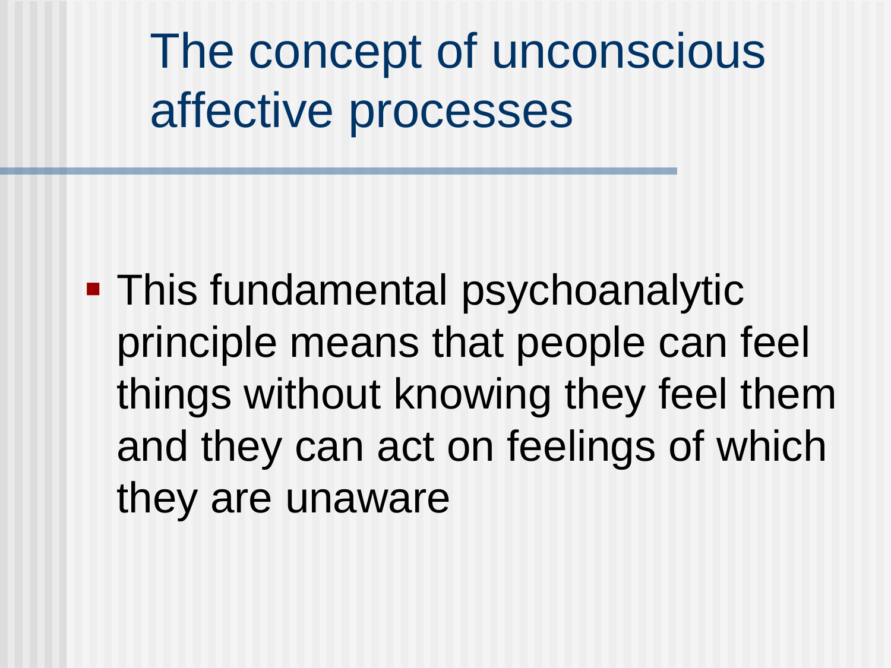# The concept of unconscious affective processes

- This fundamental psychoanalytic principle means that people can feel things without knowing they feel them and they can act on feelings of which they are unaware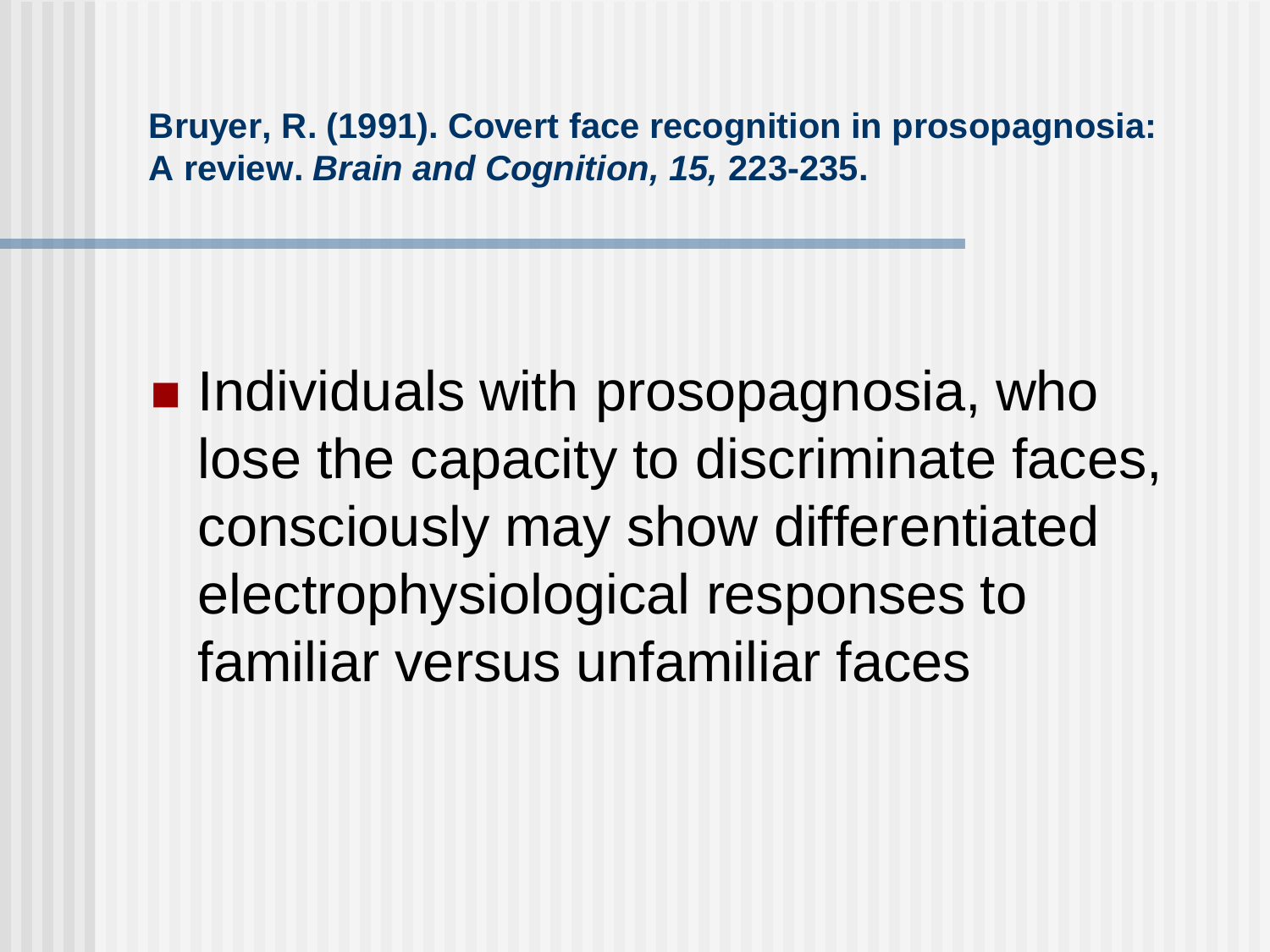## Bruyer, R. (1991). Covert face recognition in prosopagnosia: A review. *Brain and Cognition, 15,* 223-235.

- Individuals with prosopagnosia, who lose the capacity to discriminate faces, consciously may show differentiated electrophysiological responses to familiar versus unfamiliar faces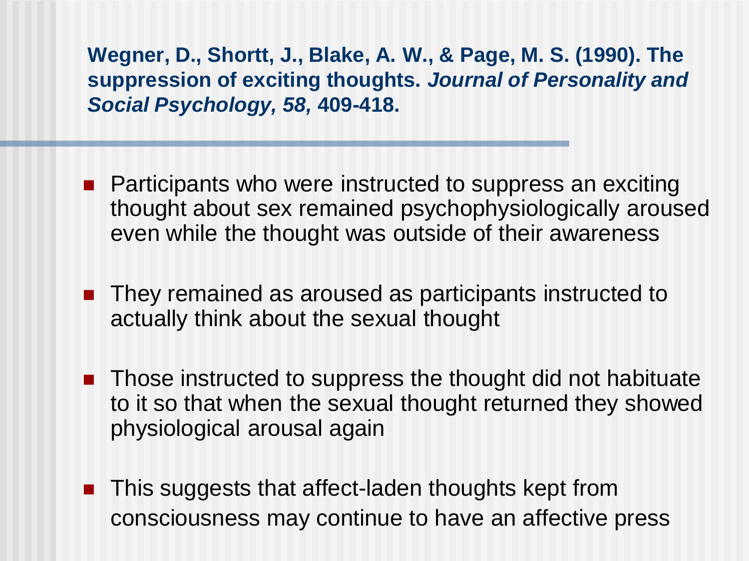**Wegner, D., Shortt, J., Blake, A. W., & Page, M. S. (1990). The suppression of exciting thoughts. *Journal of Personality and Social Psychology, 58,* 409-418.**

- Participants who were instructed to suppress an exciting thought about sex remained psychophysiologically aroused even while the thought was outside of their awareness
- They remained as aroused as participants instructed to actually think about the sexual thought
- Those instructed to suppress the thought did not habituate to it so that when the sexual thought returned they showed physiological arousal again
- This suggests that affect-laden thoughts kept from consciousness may continue to have an affective press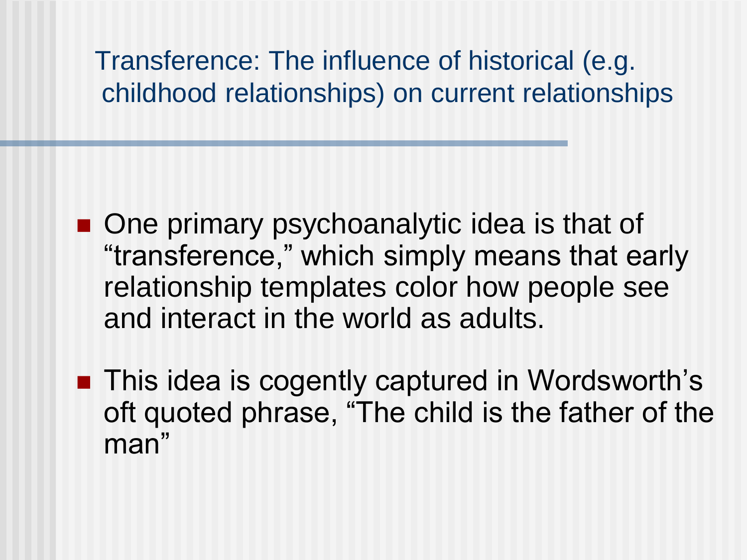# Transference: The influence of historical (e.g. childhood relationships) on current relationships

- One primary psychoanalytic idea is that of "transference," which simply means that early relationship templates color how people see and interact in the world as adults.
- This idea is cogently captured in Wordsworth's oft quoted phrase, "The child is the father of the man"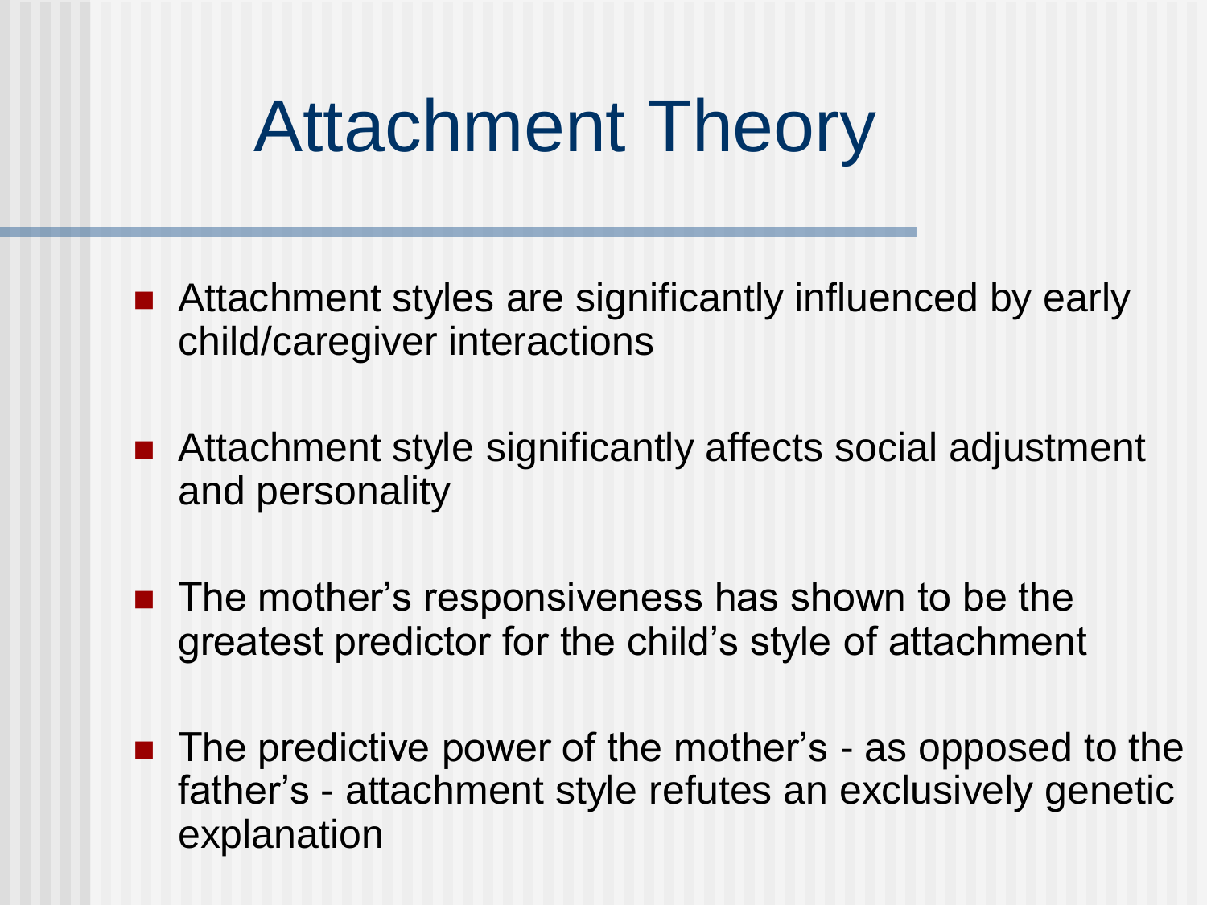# Attachment Theory

- Attachment styles are significantly influenced by early child/caregiver interactions
- Attachment style significantly affects social adjustment and personality
- The mother's responsiveness has shown to be the greatest predictor for the child's style of attachment
- The predictive power of the mother's - as opposed to the father's - attachment style refutes an exclusively genetic explanation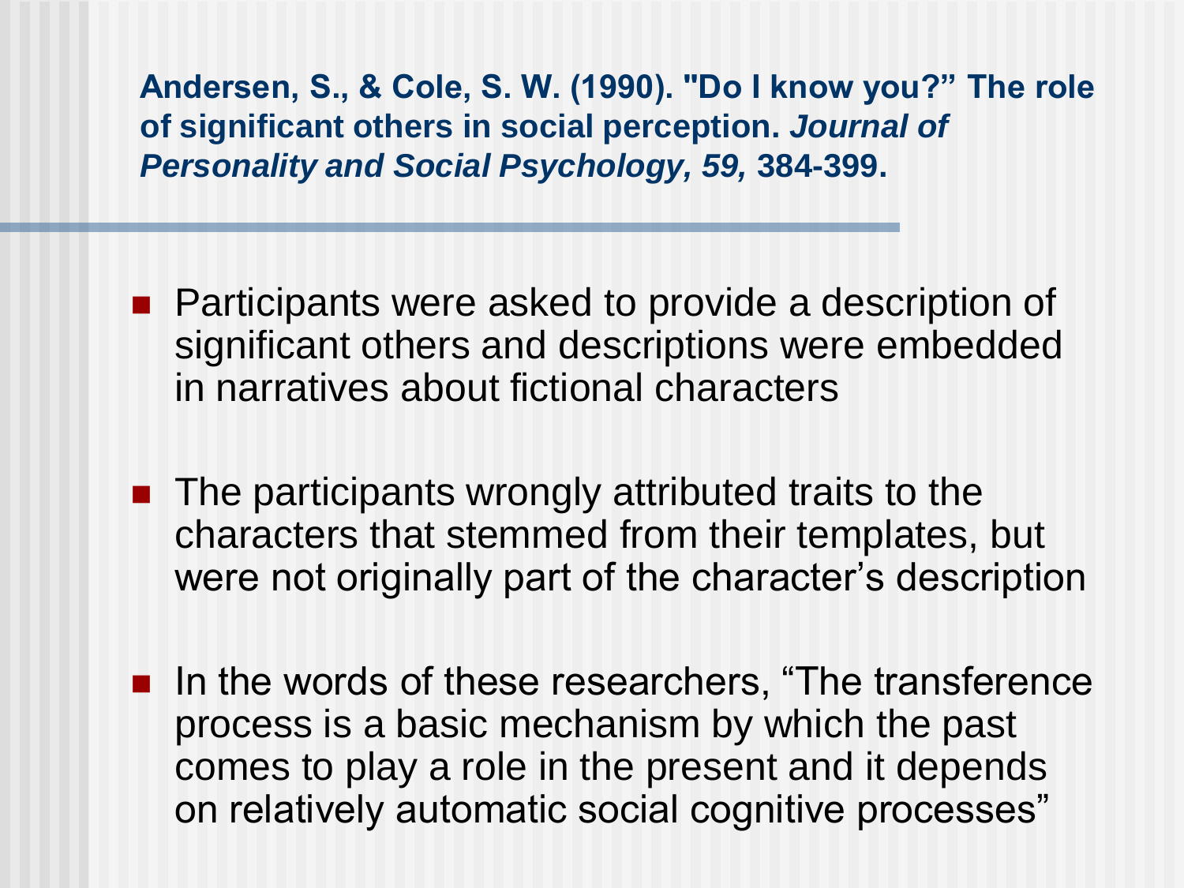**Andersen, S., & Cole, S. W. (1990). "Do I know you?" The role of significant others in social perception. *Journal of Personality and Social Psychology, 59,* 384-399.**

- Participants were asked to provide a description of significant others and descriptions were embedded in narratives about fictional characters
- The participants wrongly attributed traits to the characters that stemmed from their templates, but were not originally part of the character's description
- In the words of these researchers, "The transference process is a basic mechanism by which the past comes to play a role in the present and it depends on relatively automatic social cognitive processes"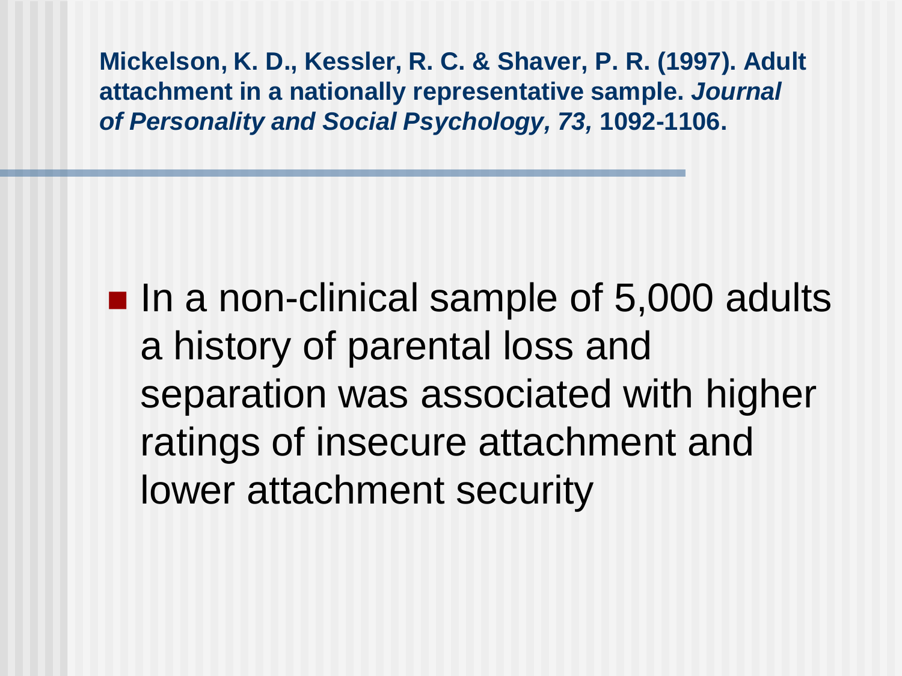**Mickelson, K. D., Kessler, R. C. & Shaver, P. R. (1997). Adult attachment in a nationally representative sample. *Journal of Personality and Social Psychology, 73,* 1092-1106.**

- In a non-clinical sample of 5,000 adults a history of parental loss and separation was associated with higher ratings of insecure attachment and lower attachment security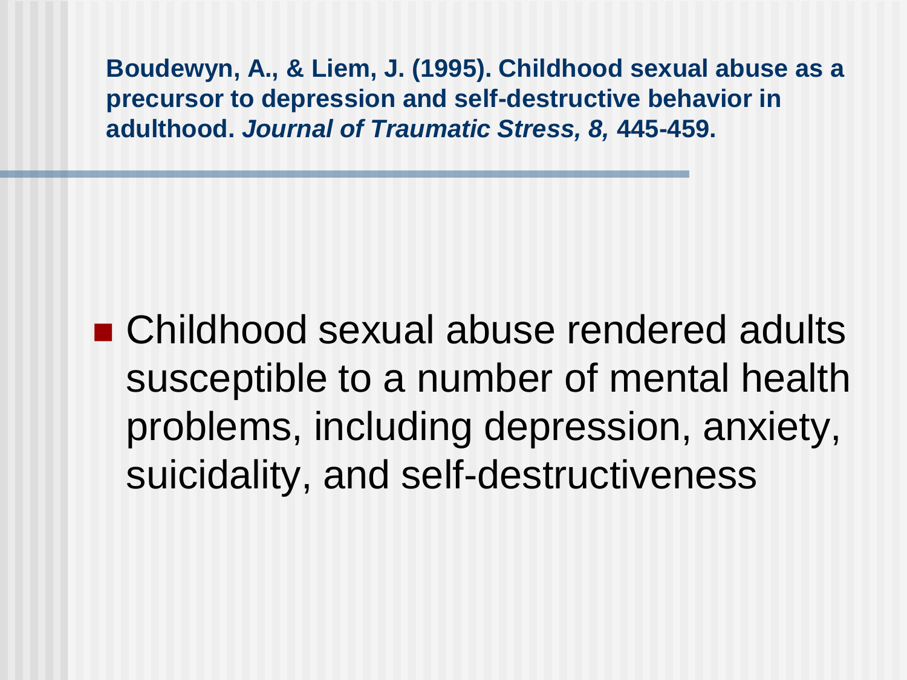**Boudewyn, A., & Liem, J. (1995). Childhood sexual abuse as a precursor to depression and self-destructive behavior in adulthood. *Journal of Traumatic Stress, 8,* 445-459.**

- Childhood sexual abuse rendered adults susceptible to a number of mental health problems, including depression, anxiety, suicidality, and self-destructiveness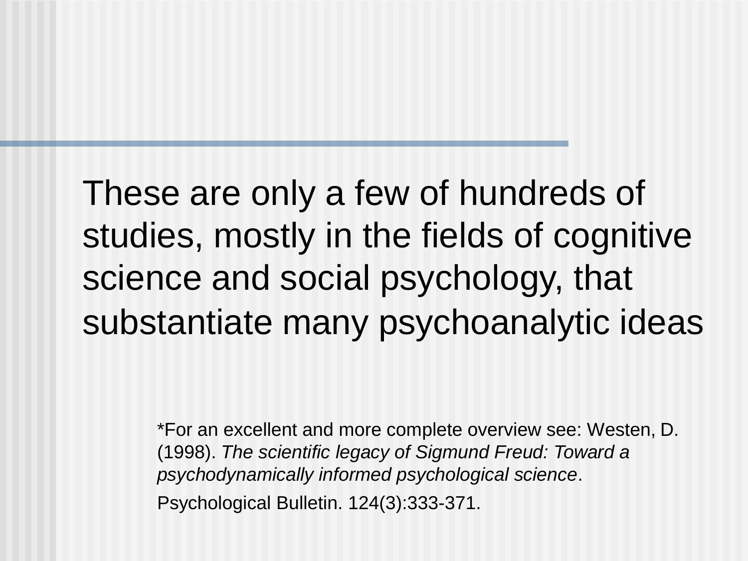These are only a few of hundreds of studies, mostly in the fields of cognitive science and social psychology, that substantiate many psychoanalytic ideas

*For an excellent and more complete overview see: Westen, D. (1998). *The scientific legacy of Sigmund Freud: Toward a psychodynamically informed psychological science*.

Psychological Bulletin. 124(3):333-371.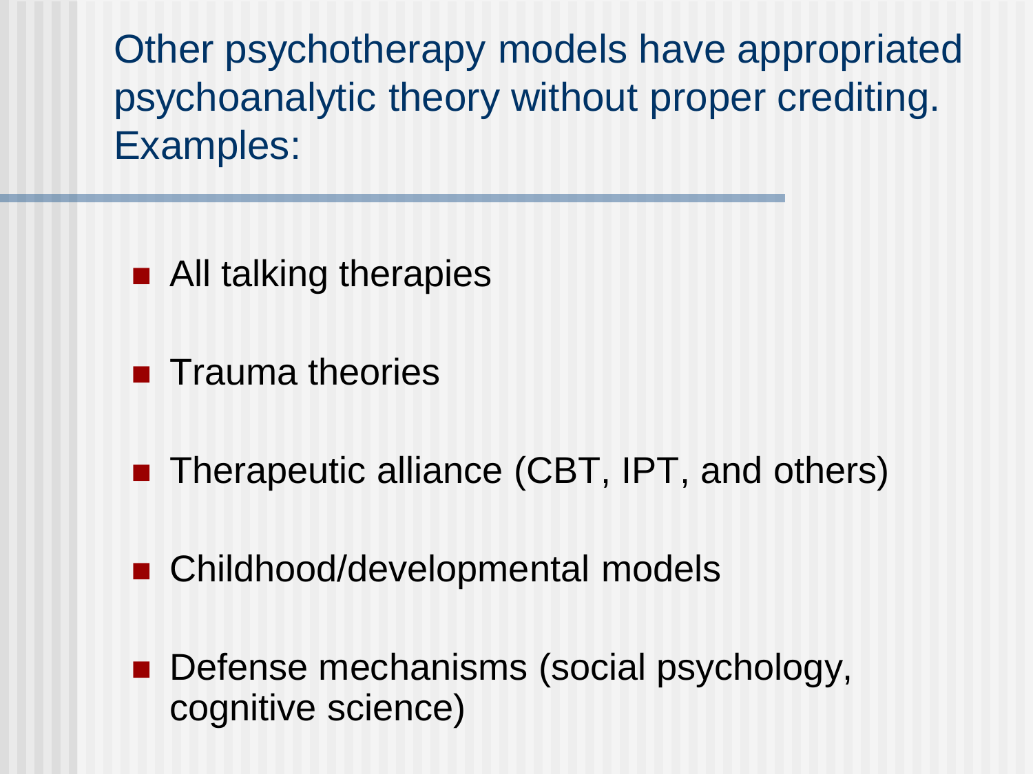## Other psychotherapy models have appropriated psychoanalytic theory without proper crediting. Examples:

- All talking therapies
- Trauma theories
- Therapeutic alliance (CBT, IPT, and others)
- Childhood/developmental models
- Defense mechanisms (social psychology, cognitive science)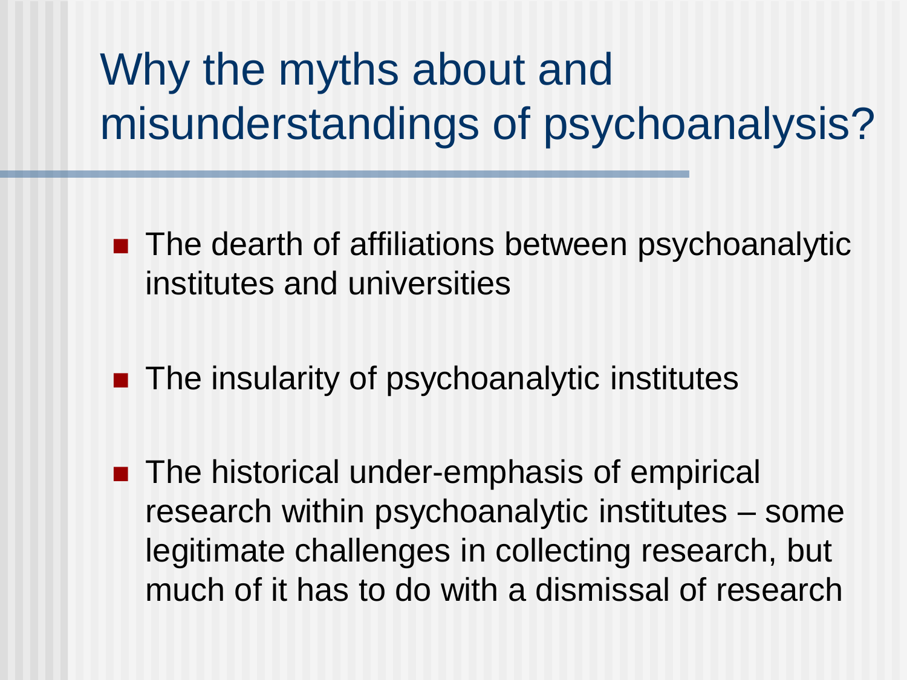# Why the myths about and misunderstandings of psychoanalysis?

- The dearth of affiliations between psychoanalytic institutes and universities
- The insularity of psychoanalytic institutes
- The historical under-emphasis of empirical research within psychoanalytic institutes – some legitimate challenges in collecting research, but much of it has to do with a dismissal of research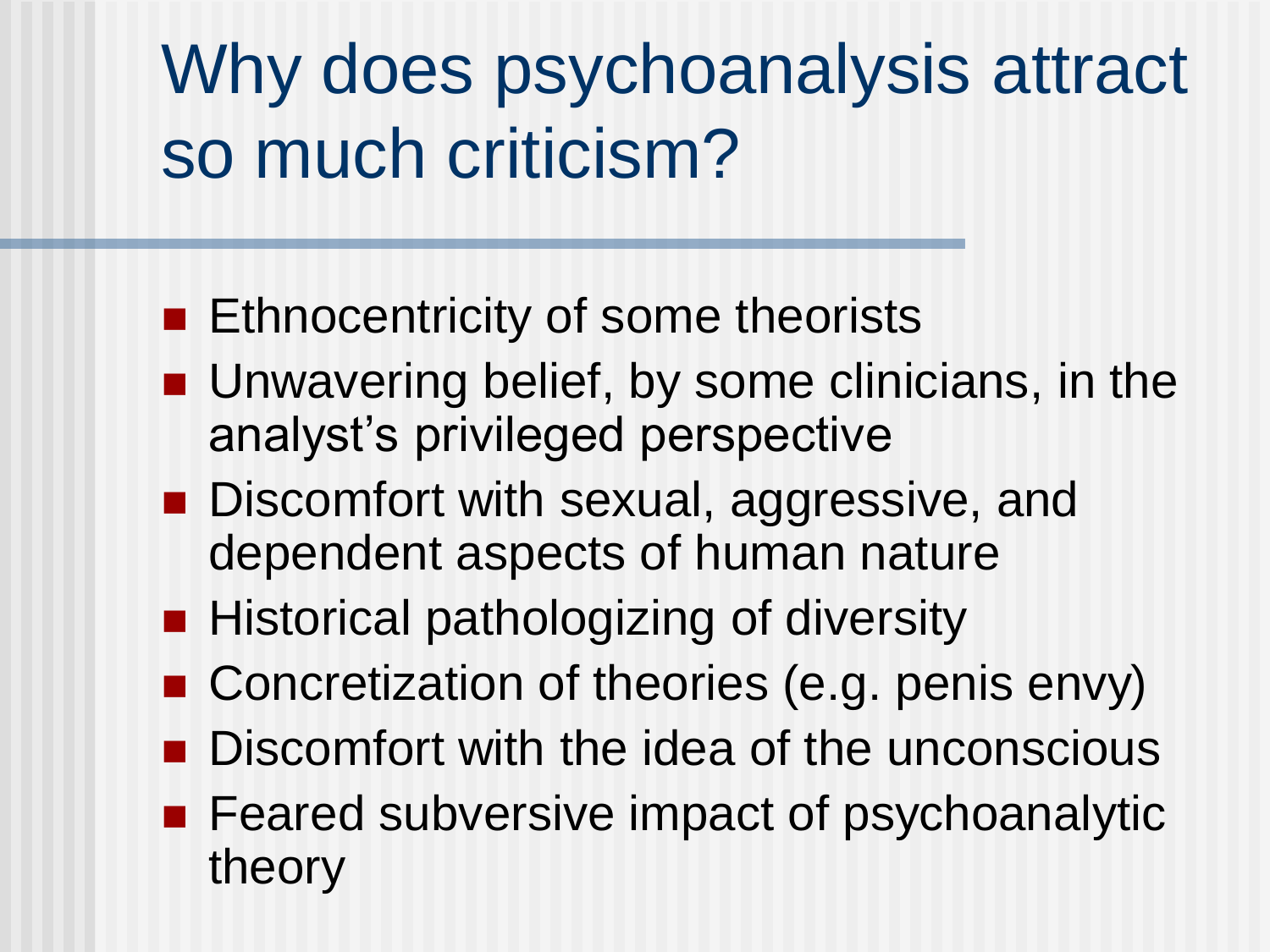# Why does psychoanalysis attract so much criticism?

- Ethnocentricity of some theorists
- Unwavering belief, by some clinicians, in the analyst's privileged perspective
- Discomfort with sexual, aggressive, and dependent aspects of human nature
- Historical pathologizing of diversity
- Concretization of theories (e.g. penis envy)
- Discomfort with the idea of the unconscious
- Feared subversive impact of psychoanalytic theory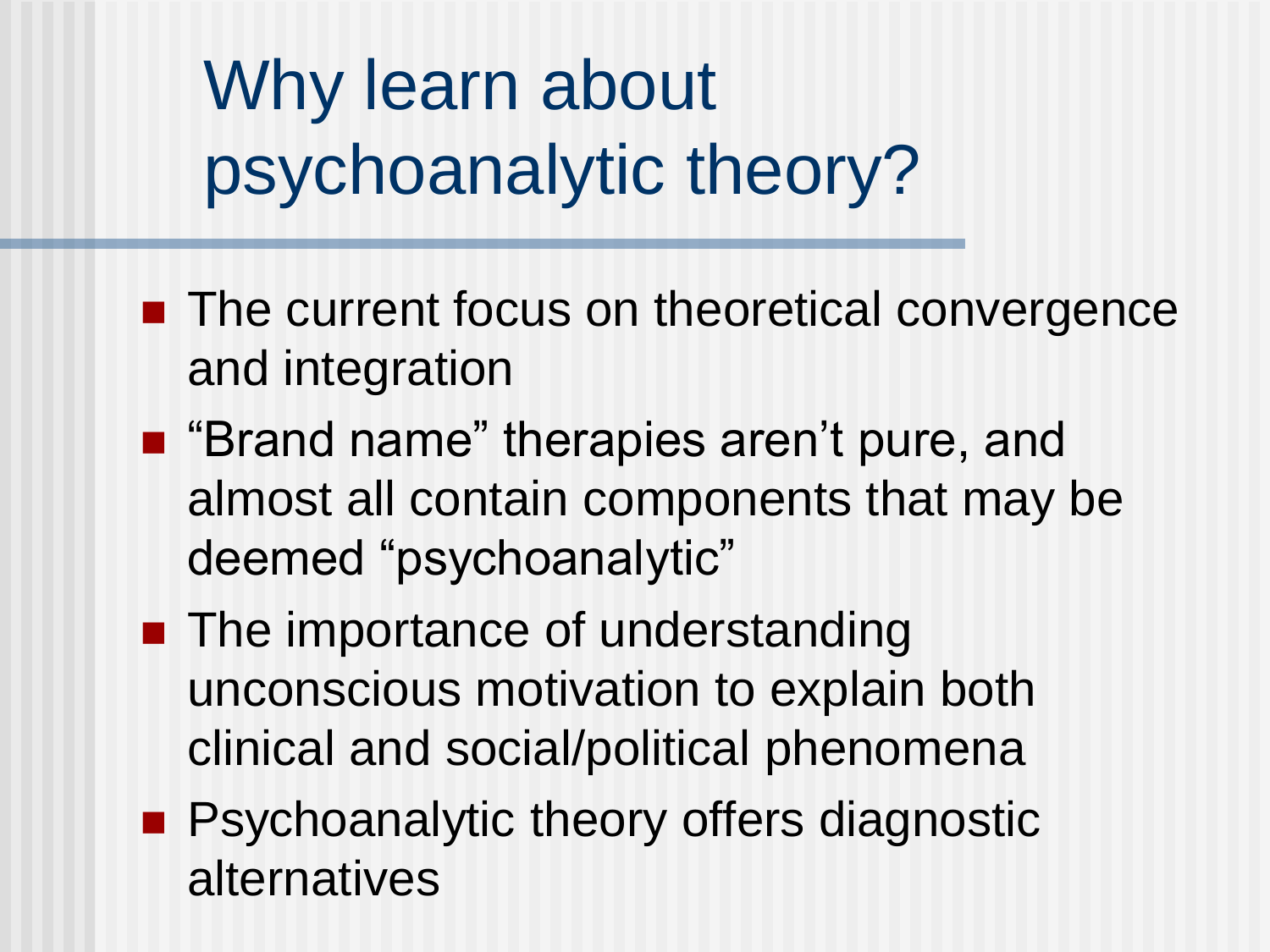# Why learn about psychoanalytic theory?

- The current focus on theoretical convergence and integration
- "Brand name" therapies aren't pure, and almost all contain components that may be deemed "psychoanalytic"
- The importance of understanding unconscious motivation to explain both clinical and social/political phenomena
- Psychoanalytic theory offers diagnostic alternatives